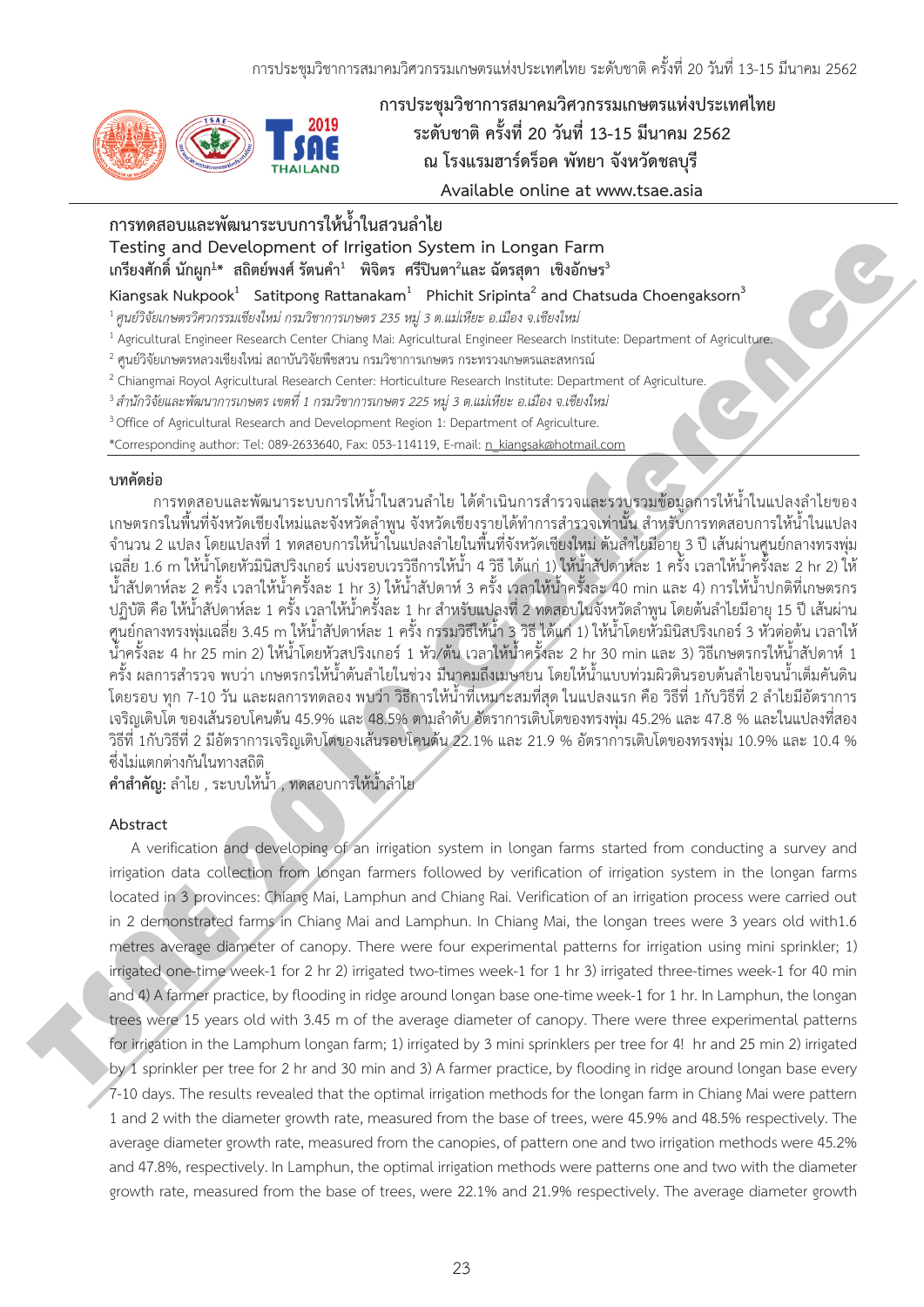การประชุมวิชาการสมาคมวิศวกรรมเกษตรแห่งประเทศไทย
ระดับชาติ ครั้งที่ 20 วันที่ 13-15 มีนาคม 2562
ณ โรงแรมฮาร์ดร็อค พัทยา จังหวัดชลบุรี
Available online at www.tsae.asia

# การทดสอบและพัฒนาระบบการให้น้ำในสวนลำไย
# Testing and Development of Irrigation System in Longan Farm

**เกรียงศักดิ์ นักผูก[1]\* สถิตย์พงศ์ รัตนคำ[1] พิจิตร ศรีปินตา[2]และ ฉัตรสุดา เชิงอักษร[3]**

**Kiangsak Nukpook[1] Satitpong Rattanakam[1] Phichit Sripinta[2] and Chatsuda Choengaksorn[3]**

[1] *ศูนย์วิจัยเกษตรวิศวกรรมเชียงใหม่ กรมวิชาการเกษตร 235 หมู่ 3 ต.แม่เหียะ อ.เมือง จ.เชียงใหม่*

[1] Agricultural Engineer Research Center Chiang Mai: Agricultural Engineer Research Institute: Department of Agriculture.

[2] ศูนย์วิจัยเกษตรหลวงเชียงใหม่ สถาบันวิจัยพืชสวน กรมวิชาการเกษตร กระทรวงเกษตรและสหกรณ์

[2] Chiangmai Royol Agricultural Research Center: Horticulture Research Institute: Department of Agriculture.

[3] *สำนักวิจัยและพัฒนาการเกษตร เขตที่ 1 กรมวิชาการเกษตร 225 หมู่ 3 ต.แม่เหียะ อ.เมือง จ.เชียงใหม่*

[3] Office of Agricultural Research and Development Region 1: Department of Agriculture.

*Corresponding author: Tel: 089-2633640, Fax: 053-114119, E-mail: n_kiangsak@hotmail.com

## บทคัดย่อ

การทดสอบและพัฒนาระบบการให้น้ำในสวนลำไย ได้ดำเนินการสำรวจและรวบรวมข้อมูลการให้น้ำในแปลงลำไยของเกษตรกรในพื้นที่จังหวัดเชียงใหม่และจังหวัดลำพูน จังหวัดเชียงรายได้ทำการสำรวจเท่านั้น สำหรับการทดสอบการให้น้ำในแปลงจำนวน 2 แปลง โดยแปลงที่ 1 ทดสอบการให้น้ำในแปลงลำไยในพื้นที่จังหวัดเชียงใหม่ ต้นลำไยมีอายุ 3 ปี เส้นผ่านศูนย์กลางทรงพุ่มเฉลี่ย 1.6 m ให้น้ำโดยหัวมินิสปริงเกอร์ แบ่งรอบเวรวิธีการให้น้ำ 4 วิธี ได้แก่ 1) ให้น้ำสัปดาห์ละ 1 ครั้ง เวลาให้น้ำครั้งละ 2 hr 2) ให้น้ำสัปดาห์ละ 2 ครั้ง เวลาให้น้ำครั้งละ 1 hr 3) ให้น้ำสัปดาห์ 3 ครั้ง เวลาให้น้ำครั้งละ 40 min และ 4) การให้น้ำปกติที่เกษตรกรปฏิบัติ คือ ให้น้ำสัปดาห์ละ 1 ครั้ง เวลาให้น้ำครั้งละ 1 hr สำหรับแปลงที่ 2 ทดสอบในจังหวัดลำพูน โดยต้นลำไยมีอายุ 15 ปี เส้นผ่านศูนย์กลางทรงพุ่มเฉลี่ย 3.45 m ให้น้ำสัปดาห์ละ 1 ครั้ง กรรมวิธีให้น้ำ 3 วิธี ได้แก่ 1) ให้น้ำโดยหัวมินิสปริงเกอร์ 3 หัวต่อต้น เวลาให้น้ำครั้งละ 4 hr 25 min 2) ให้น้ำโดยหัวสปริงเกอร์ 1 หัว/ต้น เวลาให้น้ำครั้งละ 2 hr 30 min และ 3) วิธีเกษตรกรให้น้ำสัปดาห์ 1 ครั้ง ผลการสำรวจ พบว่า เกษตรกรให้น้ำต้นลำไยในช่วง มีนาคมถึงเมษายน โดยให้น้ำแบบท่วมผิวดินรอบต้นลำไยจนน้ำเต็มคันดินโดยรอบ ทุก 7-10 วัน และผลการทดลอง พบว่า วิธีการให้น้ำที่เหมาะสมที่สุด ในแปลงแรก คือ วิธีที่ 1กับวิธีที่ 2 ลำไยมีอัตราการเจริญเติบโต ของเส้นรอบโคนต้น 45.9% และ 48.5% ตามลำดับ อัตราการเติบโตของทรงพุ่ม 45.2% และ 47.8 % และในแปลงที่สอง วิธีที่ 1กับวิธีที่ 2 มีอัตราการเจริญเติบโตของเส้นรอบโคนต้น 22.1% และ 21.9 % อัตราการเติบโตของทรงพุ่ม 10.9% และ 10.4 % ซึ่งไม่แตกต่างกันในทางสถิติ

**คำสำคัญ:** ลำไย , ระบบให้น้ำ , ทดสอบการให้น้ำลำไย

## Abstract

A verification and developing of an irrigation system in longan farms started from conducting a survey and irrigation data collection from longan farmers followed by verification of irrigation system in the longan farms located in 3 provinces: Chiang Mai, Lamphun and Chiang Rai. Verification of an irrigation process were carried out in 2 demonstrated farms in Chiang Mai and Lamphun. In Chiang Mai, the longan trees were 3 years old with1.6 metres average diameter of canopy. There were four experimental patterns for irrigation using mini sprinkler; 1) irrigated one-time week-1 for 2 hr 2) irrigated two-times week-1 for 1 hr 3) irrigated three-times week-1 for 40 min and 4) A farmer practice, by flooding in ridge around longan base one-time week-1 for 1 hr. In Lamphun, the longan trees were 15 years old with 3.45 m of the average diameter of canopy. There were three experimental patterns for irrigation in the Lamphum longan farm; 1) irrigated by 3 mini sprinklers per tree for 4! hr and 25 min 2) irrigated by 1 sprinkler per tree for 2 hr and 30 min and 3) A farmer practice, by flooding in ridge around longan base every 7-10 days. The results revealed that the optimal irrigation methods for the longan farm in Chiang Mai were pattern 1 and 2 with the diameter growth rate, measured from the base of trees, were 45.9% and 48.5% respectively. The average diameter growth rate, measured from the canopies, of pattern one and two irrigation methods were 45.2% and 47.8%, respectively. In Lamphun, the optimal irrigation methods were patterns one and two with the diameter growth rate, measured from the base of trees, were 22.1% and 21.9% respectively. The average diameter growth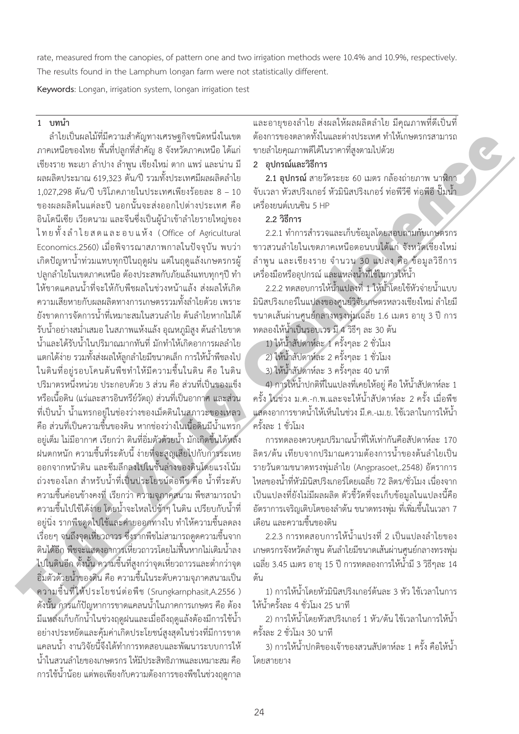rate, measured from the canopies, of pattern one and two irrigation methods were 10.4% and 10.9%, respectively. The results found in the Lamphum longan farm were not statistically different.

**Keywords**: Longan, irrigation system, longan irrigation test

## 1 บทนำ

ลำไยเป็นผลไม้ที่มีความสำคัญทางเศรษฐกิจชนิดหนึ่งในเขตภาคเหนือของไทย พื้นที่ปลูกที่สำคัญ 8 จังหวัดภาคเหนือ ได้แก่ เชียงราย พะเยา ลำปาง ลำพูน เชียงใหม่ ตาก แพร่ และน่าน มีผลผลิตประมาณ 619,323 ตัน/ปี รวมทั้งประเทศมีผลผลิตลำไย 1,027,298 ตัน/ปี บริโภคภายในประเทศเพียงร้อยละ 8 – 10 ของผลผลิตในแต่ละปี นอกนั้นจะส่งออกไปต่างประเทศ คือ อินโดนีเซีย เวียดนาม และจีนซึ่งเป็นผู้นำเข้าลำไยรายใหญ่ของไทยทั้งลำไยสดและอบแห้ง (Office of Agricultural Economics.2560) เมื่อพิจารณาสภาพกาลในปัจจุบัน พบว่าเกิดปัญหาน้ำท่วมแทบทุกปีในฤดูฝน แต่ในฤดูแล้งเกษตรกรผู้ปลูกลำไยในเขตภาคเหนือ ต้องประสพกับภัยแล้งแทบทุกปี ทำให้ขาดแคลนน้ำที่จะให้กับพืชผลในช่วงหน้าแล้ง ส่งผลให้เกิดความเสียหายกับผลผลิตทางการเกษตรรวมทั้งลำไยด้วย เพราะยังขาดการจัดการน้ำที่เหมาะสมในสวนลำไย ต้นลำไยหากไม่ได้รับน้ำอย่างสม่ำเสมอ ในสภาพแห้งแล้ง อุณหภูมิสูง ต้นลำไยขาดน้ำและได้รับน้ำในปริมาณมากทันที มักทำให้เกิดอาการผลลำไยแตกได้ง่าย รวมทั้งส่งผลให้ลูกลำไยมีขนาดเล็ก การให้น้ำพืชลงไปในดินที่อยู่รอบโคนต้นพืชทำให้มีความชื้นในดิน คือ ในดินปริมาตรหนึ่งหน่วย ประกอบด้วย 3 ส่วน คือ ส่วนที่เป็นของแข็งหรือเนื้อดิน (แร่และสารอินทรีย์วัตถุ) ส่วนที่เป็นอากาศ และส่วนที่เป็นน้ำ น้ำแทรกอยู่ในช่องว่างของเม็ดดินในสภาวะของเหลว คือ ส่วนที่เป็นความชื้นของดิน หากช่องว่างในเนื้อดินมีน้ำแทรกอยู่เต็ม ไม่มีอากาศ เรียกว่า ดินที่อิ่มตัวด้วยน้ำ มักเกิดขึ้นได้หลังฝนตกหนัก ความชื้นที่ระดับนี้ ง่ายที่จะสูญเสียไปกับการระเหยออกจากหน้าดิน และซึมลึกลงไปในชั้นล่างของดินโดยแรงโน้มถ่วงของโลก สำหรับน้ำที่เป็นประโยชน์ต่อพืช คือ น้ำที่ระดับความชื้นค่อนข้างคงที่ เรียกว่า ความจุภาคสนาม พืชสามารถนำความชื้นไปใช้ได้ง่าย โดยน้ำจะไหลไปช้าๆ ในดิน เปรียบกับน้ำที่อยู่นิ่ง รากพืชดูดไปใช้และคายออกทางใบ ทำให้ความชื้นลดลงเรื่อยๆ จนถึงจุดเหี่ยวถาวร ซึ่งรากพืชไม่สามารถดูดความชื้นจากดินได้อีก พืชจะแสดงอาการเหี่ยวถาวรโดยไม่ฟื้นหากไม่เติมน้ำลงไปในดินอีก ดังนั้น ความชื้นที่สูงกว่าจุดเหี่ยวถาวรและต่ำกว่าจุดอิ่มตัวด้วยน้ำของดิน คือ ความชื้นในระดับความจุภาคสนามเป็นความชื้นที่ให้ประโยชน์ต่อพืช (Srungkarnphasit,A.2556 ) ดังนั้น การแก้ปัญหาการขาดแคลนน้ำในภาคการเกษตร คือ ต้องมีแหล่งเก็บกักน้ำในช่วงฤดูฝนและเมื่อถึงฤดูแล้งต้องมีการใช้น้ำอย่างประหยัดและคุ้มค่าเกิดประโยชน์สูงสุดในช่วงที่มีการขาดแคลนน้ำ งานวิจัยนี้จึงได้ทำการทดสอบและพัฒนาระบบการให้น้ำในสวนลำไยของเกษตรกร ให้มีประสิทธิภาพและเหมาะสม คือ การใช้น้ำน้อย แต่พอเพียงกับความต้องการของพืชในช่วงฤดูกาลและอายุของลำไย ส่งผลให้ผลผลิตลำไย มีคุณภาพที่ดีเป็นที่ต้องการของตลาดทั้งในและต่างประเทศ ทำให้เกษตรกรสามารถขายลำไยคุณภาพดีได้ในราคาที่สูงตามไปด้วย

## 2 อุปกรณ์และวิธีการ

**2.1 อุปกรณ์** สายวัดระยะ 60 เมตร กล้องถ่ายภาพ นาฬิกาจับเวลา หัวสปริงเกอร์ หัวมินิสปริงเกอร์ ท่อพีวีซี ท่อพีอี ปั๊มน้ำเครื่องยนต์เบนซิน 5 HP

**2.2 วิธีการ**

2.2.1 ทำการสำรวจและเก็บข้อมูลโดยสอบถามกับเกษตรกรชาวสวนลำไยในเขตภาคเหนือตอนบนได้แก่ จังหวัดเชียงใหม่ ลำพูน และเชียงราย จำนวน 30 แปลง คือ ข้อมูลวิธีการ เครื่องมือหรืออุปกรณ์ และแหล่งน้ำที่ใช้ในการให้น้ำ

2.2.2 ทดสอบการให้น้ำแปลงที่ 1 ให้น้ำโดยใช้หัวจ่ายน้ำแบบมินิสปริงเกอร์ในแปลงของศูนย์วิจัยเกษตรหลวงเชียงใหม่ ลำไยมีขนาดเส้นผ่านศูนย์กลางทรงพุ่มเฉลี่ย 1.6 เมตร อายุ 3 ปี การทดลองให้น้ำเป็นรอบเวร มี 4 วิธีๆ ละ 30 ต้น

1) ให้น้ำสัปดาห์ละ 1 ครั้งๆละ 2 ชั่วโมง

2) ให้น้ำสัปดาห์ละ 2 ครั้งๆละ 1 ชั่วโมง

3) ให้น้ำสัปดาห์ละ 3 ครั้งๆละ 40 นาที

4) การให้น้ำปกติที่ในแปลงที่เคยให้อยู่ คือ ให้น้ำสัปดาห์ละ 1 ครั้ง ในช่วง ม.ค.-ก.พ.และจะให้น้ำสัปดาห์ละ 2 ครั้ง เมื่อพืชแสดงอาการขาดน้ำให้เห็นในช่วง มี.ค.-เม.ย. ใช้เวลาในการให้น้ำครั้งละ 1 ชั่วโมง

การทดลองควบคุมปริมาณน้ำที่ให้เท่ากันคือสัปดาห์ละ 170 ลิตร/ต้น เทียบจากปริมาณความต้องการน้ำของต้นลำไยเป็นรายวันตามขนาดทรงพุ่มลำไย (Angprasoet,.2548) อัตราการไหลของน้ำที่หัวมินิสปริงเกอร์โดยเฉลี่ย 72 ลิตร/ชั่วโมง เนื่องจากเป็นแปลงที่ยังไม่มีผลผลิต ตัวชี้วัดที่จะเก็บข้อมูลในแปลงนี้คือ อัตราการเจริญเติบโตของลำต้น ขนาดทรงพุ่ม ที่เพิ่มขึ้นในเวลา 7 เดือน และความชื้นของดิน

2.2.3 การทดสอบการให้น้ำแปรงที่ 2 เป็นแปลงลำไยของเกษตรกรจังหวัดลำพูน ต้นลำไยมีขนาดเส้นผ่านศูนย์กลางทรงพุ่มเฉลี่ย 3.45 เมตร อายุ 15 ปี การทดลองการให้น้ำมี 3 วิธีๆละ 14 ต้น

1) การให้น้ำโดยหัวมินิสปริงเกอร์ต้นละ 3 หัว ใช้เวลาในการให้น้ำครั้งละ 4 ชั่วโมง 25 นาที

2) การให้น้ำโดยหัวสปริงเกอร์ 1 หัว/ต้น ใช้เวลาในการให้น้ำครั้งละ 2 ชั่วโมง 30 นาที

3) การให้น้ำปกติของเจ้าของสวนสัปดาห์ละ 1 ครั้ง คือให้น้ำโดยสายยาง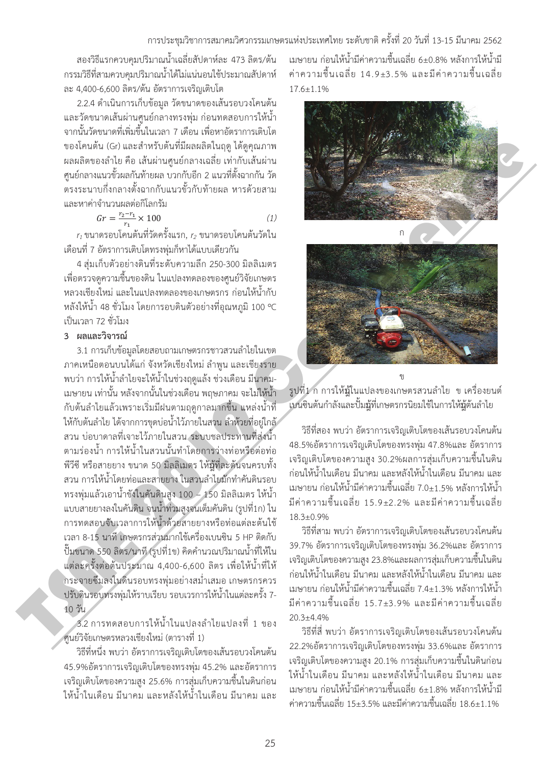สองวิธีแรกควบคุมปริมาณน้ำเฉลี่ยสัปดาห์ละ 473 ลิตร/ต้น กรรมวิธีที่สามควบคุมปริมาณน้ำได้ไม่แน่นอนใช้ประมาณสัปดาห์ละ 4,400-6,600 ลิตร/ต้น อัตราการเจริญเติบโต

2.2.4 ดำเนินการเก็บข้อมูล วัดขนาดของเส้นรอบวงโคนต้น และวัดขนาดเส้นผ่านศูนย์กลางทรงพุ่ม ก่อนทดสอบการให้น้ำ จากนั้นวัดขนาดที่เพิ่มขึ้นในเวลา 7 เดือน เพื่อหาอัตราการเติบโตของโคนต้น (Gr) และสำหรับต้นที่มีผลผลิตในฤดู ได้ดูคุณภาพผลผลิตของลำไย คือ เส้นผ่านศูนย์กลางเฉลี่ย เท่ากับเส้นผ่านศูนย์กลางแนวขั้วผลกับท้ายผล บวกกับอีก 2 แนวที่ตั้งฉากกัน วัดตรงระนาบกึ่งกลางตั้งฉากกับแนวขั้วกับท้ายผล หารด้วยสาม และหาค่าจำนวนผลต่อกิโลกรัม

$$Gr = \frac{r_2 - r_1}{r_1} \times 100 \qquad (1)$$

$r_1$ ขนาดรอบโคนต้นที่วัดครั้งแรก, $r_2$ ขนาดรอบโคนต้นวัดในเดือนที่ 7 อัตราการเติบโตทรงพุ่มก็หาได้แบบเดียวกัน

4 สุ่มเก็บตัวอย่างดินที่ระดับความลึก 250-300 มิลลิเมตร เพื่อตรวจดูความชื้นของดิน ในแปลงทดลองของศูนย์วิจัยเกษตรหลวงเชียงใหม่ และในแปลงทดลองของเกษตรกร ก่อนให้น้ำกับหลังให้น้ำ 48 ชั่วโมง โดยการอบดินตัวอย่างที่อุณหภูมิ 100 ℃ เป็นเวลา 72 ชั่วโมง

## 3 ผลและวิจารณ์

3.1 การเก็บข้อมูลโดยสอบถามเกษตรกรชาวสวนลำไยในเขตภาคเหนือตอนบนได้แก่ จังหวัดเชียงใหม่ ลำพูน และเชียงราย พบว่า การให้น้ำลำไยจะให้น้ำในช่วงฤดูแล้ง ช่วงเดือน มีนาคม-เมษายน เท่านั้น หลังจากนั้นในช่วงเดือน พฤษภาคม จะไม่ให้น้ำกับต้นลำไยแล้วเพราะเริ่มมีฝนตามฤดูกาลมากขึ้น แหล่งน้ำที่ให้กับต้นลำไย ได้จากการขุดบ่อน้ำไว้ภายในสวน ลำห้วยที่อยู่ใกล้สวน บ่อบาดาลที่เจาะไว้ภายในสวน ระบบชลประทานที่ส่งน้ำตามร่องน้ำ การให้น้ำในสวนนั้นทำโดยการวางท่อหรือต่อท่อพีวีซี หรือสายยาง ขนาด 50 มิลลิเมตร ให้น้ำที่ละต้นจนครบทั้งสวน การให้น้ำโดยท่อและสายยาง ในสวนลำไยมักทำคันดินรอบทรงพุ่มแล้วเอาน้ำขังในคันดินสูง 100 – 150 มิลลิเมตร ให้น้ำแบบสายยางลงในคันดิน จนน้ำท่วมสูงจนเต็มคันดิน (รูปที่1ก) ในการทดสอบจับเวลาการให้น้ำด้วยสายยางหรือท่อแต่ละต้นใช้เวลา 8-15 นาที เกษตรกรส่วนมากใช้เครื่องเบนซิน 5 HP ติดกับปั๊มขนาด 550 ลิตร/นาที (รูปที่1ข) คิดคำนวณปริมาณน้ำที่ให้ในแต่ละครั้งต่อต้นประมาณ 4,400-6,600 ลิตร เพื่อให้น้ำที่ให้กระจายซึมลงในดินรอบทรงพุ่มอย่างสม่ำเสมอ เกษตรกรควรปรับดินรอบทรงพุ่มให้ราบเรียบ รอบเวรการให้น้ำในแต่ละครั้ง 7-10 วัน

3.2 การทดสอบการให้น้ำในแปลงลำไยแปลงที่ 1 ของศูนย์วิจัยเกษตรหลวงเชียงใหม่ (ตารางที่ 1)

วิธีที่หนึ่ง พบว่า อัตราการเจริญเติบโตของเส้นรอบวงโคนต้น 45.9%อัตราการเจริญเติบโตของทรงพุ่ม 45.2% และอัตราการเจริญเติบโตของความสูง 25.6% การสุ่มเก็บความชื้นในดินก่อนให้น้ำในเดือน มีนาคม และหลังให้น้ำในเดือน มีนาคม และเมษายน ก่อนให้น้ำมีค่าความชื้นเฉลี่ย 6±0.8% หลังการให้น้ำมีค่าความชื้นเฉลี่ย 14.9±3.5% และมีค่าความชื้นเฉลี่ย 17.6±1.1%

ก

ข

รูปที่1 ก การให้น้ำในแปลงของเกษตรสวนลำไย ข เครื่องยนต์เบนซินต้นกำลังและปั๊มน้ำที่เกษตรกรนิยมใช้ในการให้น้ำต้นลำไย

วิธีที่สอง พบว่า อัตราการเจริญเติบโตของเส้นรอบวงโคนต้น 48.5%อัตราการเจริญเติบโตของทรงพุ่ม 47.8%และ อัตราการเจริญเติบโตของความสูง 30.2%ผลการสุ่มเก็บความชื้นในดินก่อนให้น้ำในเดือน มีนาคม และหลังให้น้ำในเดือน มีนาคม และเมษายน ก่อนให้น้ำมีค่าความชื้นเฉลี่ย 7.0±1.5% หลังการให้น้ำมีค่าความชื้นเฉลี่ย 15.9±2.2% และมีค่าความชื้นเฉลี่ย 18.3±0.9%

วิธีที่สาม พบว่า อัตราการเจริญเติบโตของเส้นรอบวงโคนต้น 39.7% อัตราการเจริญเติบโตของทรงพุ่ม 36.2%และ อัตราการเจริญเติบโตของความสูง 23.8%และผลการสุ่มเก็บความชื้นในดินก่อนให้น้ำในเดือน มีนาคม และหลังให้น้ำในเดือน มีนาคม และเมษายน ก่อนให้น้ำมีค่าความชื้นเฉลี่ย 7.4±1.3% หลังการให้น้ำมีค่าความชื้นเฉลี่ย 15.7±3.9% และมีค่าความชื้นเฉลี่ย 20.3±4.4%

วิธีที่สี่ พบว่า อัตราการเจริญเติบโตของเส้นรอบวงโคนต้น 22.2%อัตราการเจริญเติบโตของทรงพุ่ม 33.6%และ อัตราการเจริญเติบโตของความสูง 20.1% การสุ่มเก็บความชื้นในดินก่อนให้น้ำในเดือน มีนาคม และหลังให้น้ำในเดือน มีนาคม และเมษายน ก่อนให้น้ำมีค่าความชื้นเฉลี่ย 6±1.8% หลังการให้น้ำมีค่าความชื้นเฉลี่ย 15±3.5% และมีค่าความชื้นเฉลี่ย 18.6±1.1%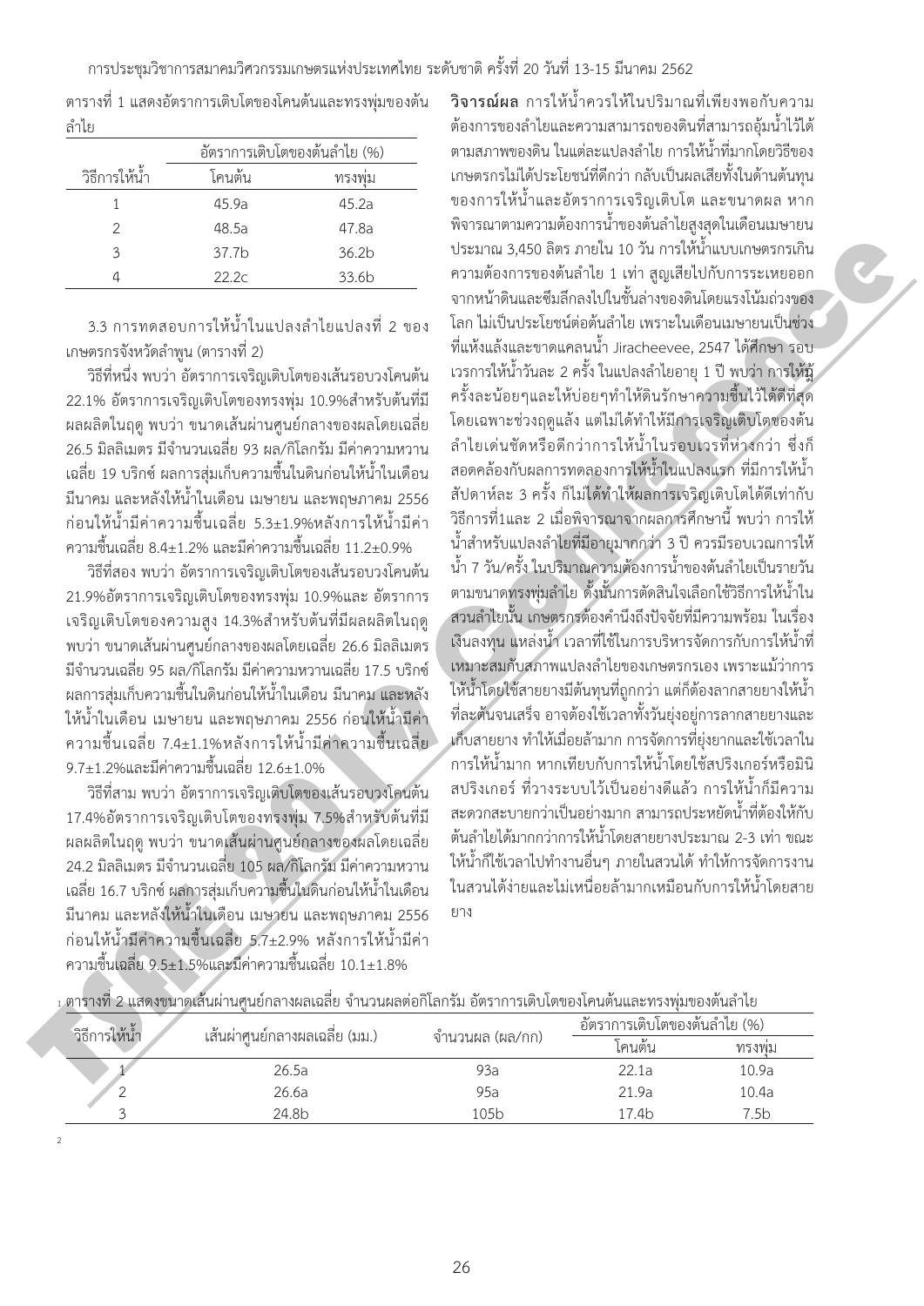ตารางที่ 1 แสดงอัตราการเติบโตของโคนต้นและทรงพุ่มของต้นลำไย

| วิธีการให้น้ำ | อัตราการเติบโตของต้นลำไย (%) | |
|---|---|---|
| | โคนต้น | ทรงพุ่ม |
| 1 | 45.9a | 45.2a |
| 2 | 48.5a | 47.8a |
| 3 | 37.7b | 36.2b |
| 4 | 22.2c | 33.6b |

3.3 การทดสอบการให้น้ำในแปลงลำไยแปลงที่ 2 ของเกษตรกรจังหวัดลำพูน (ตารางที่ 2)

วิธีที่หนึ่ง พบว่า อัตราการเจริญเติบโตของเส้นรอบวงโคนต้น 22.1% อัตราการเจริญเติบโตของทรงพุ่ม 10.9%สำหรับต้นที่มีผลผลิตในฤดู พบว่า ขนาดเส้นผ่านศูนย์กลางของผลโดยเฉลี่ย 26.5 มิลลิเมตร มีจำนวนเฉลี่ย 93 ผล/กิโลกรัม มีค่าความหวานเฉลี่ย 19 บริกซ์ ผลการสุ่มเก็บความชื้นในดินก่อนให้น้ำในเดือนมีนาคม และหลังให้น้ำในเดือน เมษายน และพฤษภาคม 2556 ก่อนให้น้ำมีค่าความชื้นเฉลี่ย 5.3±1.9%หลังการให้น้ำมีค่าความชื้นเฉลี่ย 8.4±1.2% และมีค่าความชื้นเฉลี่ย 11.2±0.9%

วิธีที่สอง พบว่า อัตราการเจริญเติบโตของเส้นรอบวงโคนต้น 21.9%อัตราการเจริญเติบโตของทรงพุ่ม 10.9%และ อัตราการเจริญเติบโตของความสูง 14.3%สำหรับต้นที่มีผลผลิตในฤดู พบว่า ขนาดเส้นผ่านศูนย์กลางของผลโดยเฉลี่ย 26.6 มิลลิเมตร มีจำนวนเฉลี่ย 95 ผล/กิโลกรัม มีค่าความหวานเฉลี่ย 17.5 บริกซ์ ผลการสุ่มเก็บความชื้นในดินก่อนให้น้ำในเดือน มีนาคม และหลังให้น้ำในเดือน เมษายน และพฤษภาคม 2556 ก่อนให้น้ำมีค่าความชื้นเฉลี่ย 7.4±1.1%หลังการให้น้ำมีค่าความชื้นเฉลี่ย 9.7±1.2%และมีค่าความชื้นเฉลี่ย 12.6±1.0%

วิธีที่สาม พบว่า อัตราการเจริญเติบโตของเส้นรอบวงโคนต้น 17.4%อัตราการเจริญเติบโตของทรงพุ่ม 7.5%สำหรับต้นที่มีผลผลิตในฤดู พบว่า ขนาดเส้นผ่านศูนย์กลางของผลโดยเฉลี่ย 24.2 มิลลิเมตร มีจำนวนเฉลี่ย 105 ผล/กิโลกรัม มีค่าความหวานเฉลี่ย 16.7 บริกซ์ ผลการสุ่มเก็บความชื้นในดินก่อนให้น้ำในเดือนมีนาคม และหลังให้น้ำในเดือน เมษายน และพฤษภาคม 2556 ก่อนให้น้ำมีค่าความชื้นเฉลี่ย 5.7±2.9% หลังการให้น้ำมีค่าความชื้นเฉลี่ย 9.5±1.5%และมีค่าความชื้นเฉลี่ย 10.1±1.8%

**วิจารณ์ผล** การให้น้ำควรให้ในปริมาณที่เพียงพอกับความต้องการของลำไยและความสามารถของดินที่สามารถอุ้มน้ำไว้ได้ตามสภาพของดิน ในแต่ละแปลงลำไย การให้น้ำที่มากโดยวิธีของเกษตรกรไม่ได้ประโยชน์ที่ดีกว่า กลับเป็นผลเสียทั้งในด้านต้นทุนของการให้น้ำและอัตราการเจริญเติบโต และขนาดผล หากพิจารณาตามความต้องการน้ำของต้นลำไยสูงสุดในเดือนเมษายนประมาณ 3,450 ลิตร ภายใน 10 วัน การให้น้ำแบบเกษตรกรเกินความต้องการของต้นลำไย 1 เท่า สูญเสียไปกับการระเหยออกจากหน้าดินและซึมลึกลงไปในชั้นล่างของดินโดยแรงโน้มถ่วงของโลก ไม่เป็นประโยชน์ต่อต้นลำไย เพราะในเดือนเมษายนเป็นช่วงที่แห้งแล้งและขาดแคลนน้ำ Jiracheevee, 2547 ได้ศึกษา รอบเวรการให้น้ำวันละ 2 ครั้ง ในแปลงลำไยอายุ 1 ปี พบว่า การให้น้ำครั้งละน้อยๆและให้บ่อยๆทำให้ดินรักษาความชื้นไว้ได้ดีที่สุดโดยเฉพาะช่วงฤดูแล้ง แต่ไม่ได้ทำให้มีการเจริญเติบโตของต้นลำไยเด่นชัดหรือดีกว่าการให้น้ำในรอบเวรที่ห่างกว่า ซึ่งก็สอดคล้องกับผลการทดลองการให้น้ำในแปลงแรก ที่มีการให้น้ำสัปดาห์ละ 3 ครั้ง ก็ไม่ได้ทำให้ผลการเจริญเติบโตได้ดีเท่ากับวิธีการที่1และ 2 เมื่อพิจารณาจากผลการศึกษานี้ พบว่า การให้น้ำสำหรับแปลงลำไยที่มีอายุมากกว่า 3 ปี ควรมีรอบเวณการให้น้ำ 7 วัน/ครั้ง ในปริมาณความต้องการน้ำของต้นลำไยเป็นรายวันตามขนาดทรงพุ่มลำไย ดังนั้นการตัดสินใจเลือกใช้วิธีการให้น้ำในสวนลำไยนั้น เกษตรกรต้องคำนึงถึงปัจจัยที่มีความพร้อม ในเรื่องเงินลงทุน แหล่งน้ำ เวลาที่ใช้ในการบริหารจัดการกับการให้น้ำที่เหมาะสมกับสภาพแปลงลำไยของเกษตรกรเอง เพราะแม้ว่าการให้น้ำโดยใช้สายยางมีต้นทุนที่ถูกกว่า แต่ก็ต้องลากสายยางให้น้ำที่ละต้นจนเสร็จ อาจต้องใช้เวลาทั้งวันยุ่งอยู่การลากสายยางและเก็บสายยาง ทำให้เมื่อยล้ามาก การจัดการที่ยุ่งยากและใช้เวลาในการให้น้ำมาก หากเทียบกับการให้น้ำโดยใช้สปริงเกอร์หรือมินิสปริงเกอร์ ที่วางระบบไว้เป็นอย่างดีแล้ว การให้น้ำก็มีความสะดวกสะบายกว่าเป็นอย่างมาก สามารถประหยัดน้ำที่ต้องให้กับต้นลำไยได้มากกว่าการให้น้ำโดยสายยางประมาณ 2-3 เท่า ขณะให้น้ำก็ใช้เวลาไปทำงานอื่นๆ ภายในสวนได้ ทำให้การจัดการงานในสวนได้ง่ายและไม่เหนื่อยล้ามากเหมือนกับการให้น้ำโดยสายยาง

ตารางที่ 2 แสดงขนาดเส้นผ่านศูนย์กลางผลเฉลี่ย จำนวนผลต่อกิโลกรัม อัตราการเติบโตของโคนต้นและทรงพุ่มของต้นลำไย

| วิธีการให้น้ำ | เส้นผ่าศูนย์กลางผลเฉลี่ย (มม.) | จำนวนผล (ผล/กก) | อัตราการเติบโตของต้นลำไย (%) | |
|---|---|---|---|---|
| | | | โคนต้น | ทรงพุ่ม |
| 1 | 26.5a | 93a | 22.1a | 10.9a |
| 2 | 26.6a | 95a | 21.9a | 10.4a |
| 3 | 24.8b | 105b | 17.4b | 7.5b |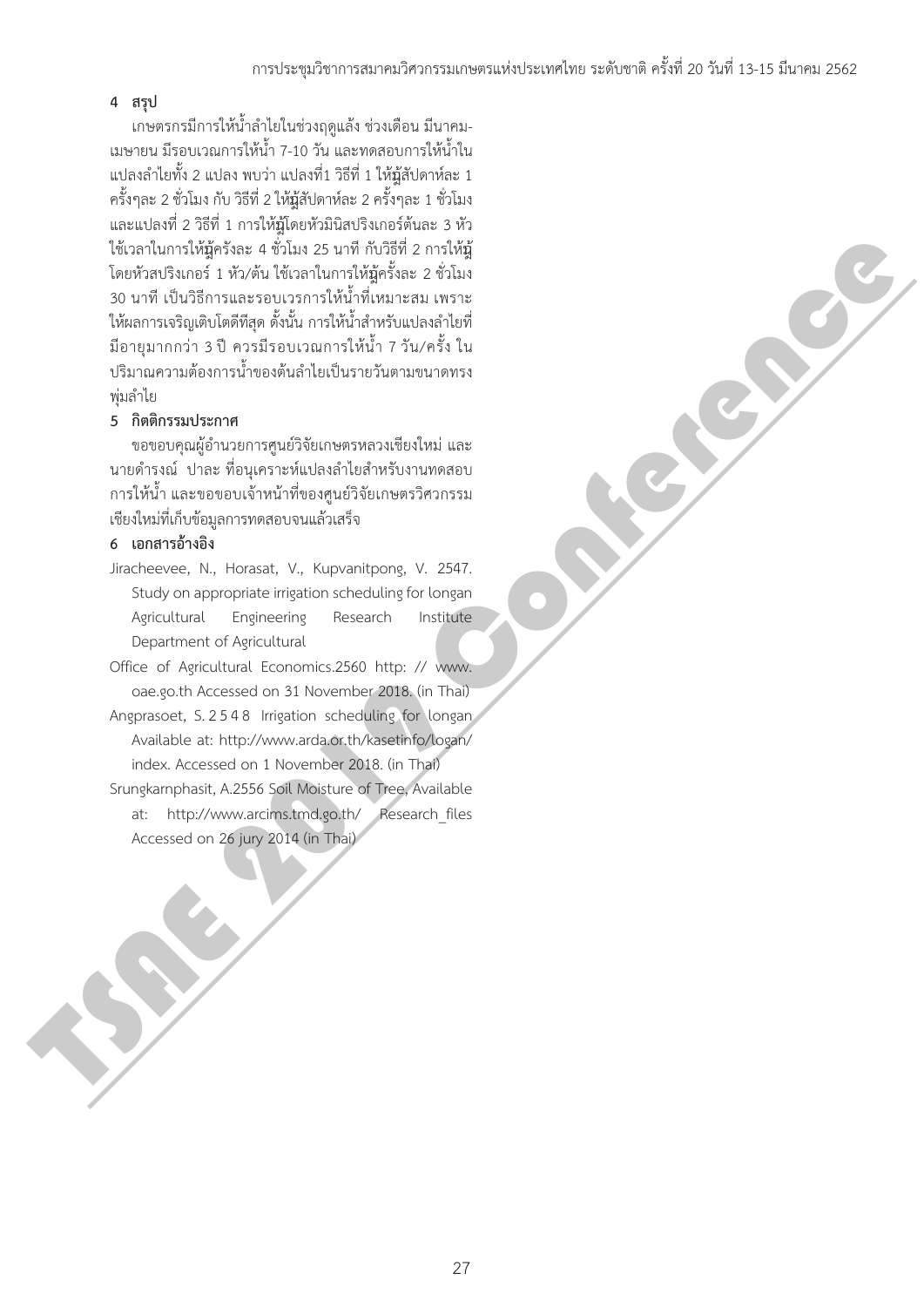## 4 สรุป

เกษตรกรมีการให้น้ำลำไยในช่วงฤดูแล้ง ช่วงเดือน มีนาคม-เมษายน มีรอบเวณการให้น้ำ 7-10 วัน และทดสอบการให้น้ำในแปลงลำไยทั้ง 2 แปลง พบว่า แปลงที่1 วิธีที่ 1 ให้นู้สัปดาห์ละ 1 ครั้งๆละ 2 ชั่วโมง กับ วิธีที่ 2 ให้นู้สัปดาห์ละ 2 ครั้งๆละ 1 ชั่วโมง และแปลงที่ 2 วิธีที่ 1 การให้นู้โดยหัวมินิสปริงเกอร์ต้นละ 3 หัว ใช้เวลาในการให้นู้ครั้งละ 4 ชั่วโมง 25 นาที กับวิธีที่ 2 การให้นู้โดยหัวสปริงเกอร์ 1 หัว/ต้น ใช้เวลาในการให้นู้ครั้งละ 2 ชั่วโมง 30 นาที เป็นวิธีการและรอบเวรการให้น้ำที่เหมาะสม เพราะให้ผลการเจริญเติบโตดีที่สุด ดั้งนั้น การให้น้ำสำหรับแปลงลำไยที่มีอายุมากกว่า 3 ปี ควรมีรอบเวณการให้น้ำ 7 วัน/ครั้ง ในปริมาณความต้องการน้ำของต้นลำไยเป็นรายวันตามขนาดทรงพุ่มลำไย

## 5 กิตติกรรมประกาศ

ขอขอบคุณผู้อำนวยการศูนย์วิจัยเกษตรหลวงเชียงใหม่ และนายดำรงณ์ ปาละ ที่อนุเคราะห์แปลงลำไยสำหรับงานทดสอบการให้น้ำ และขอขอบเจ้าหน้าที่ของศูนย์วิจัยเกษตรวิศวกรรมเชียงใหม่ที่เก็บข้อมูลการทดสอบจนแล้วเสร็จ

## 6 เอกสารอ้างอิง

Jiracheevee, N., Horasat, V., Kupvanitpong, V. 2547. Study on appropriate irrigation scheduling for longan Agricultural Engineering Research Institute Department of Agricultural

Office of Agricultural Economics.2560 http: // www. oae.go.th Accessed on 31 November 2018. (in Thai)

Angprasoet, S. 2 5 4 8 Irrigation scheduling for longan Available at: http://www.arda.or.th/kasetinfo/logan/ index. Accessed on 1 November 2018. (in Thai)

Srungkarnphasit, A.2556 Soil Moisture of Tree, Available at: http://www.arcims.tmd.go.th/ Research_files Accessed on 26 jury 2014 (in Thai)